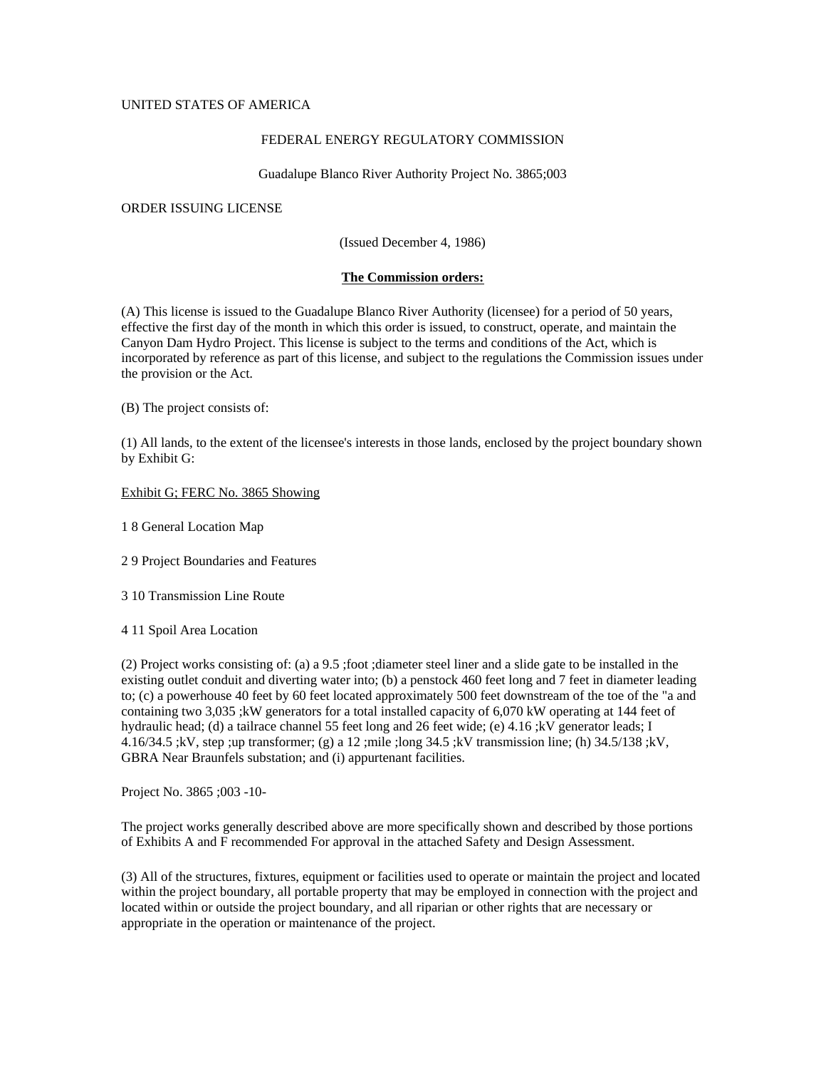UNITED STATES OF AMERICA

FEDERAL ENERGY REGULATORY COMMISSION

Guadalupe Blanco River Authority Project No. 3865;003

ORDER ISSUING LICENSE

(Issued December 4, 1986)

**The Commission orders:**

(A) This license is issued to the Guadalupe Blanco River Authority (licensee) for a period of 50 years, effective the first day of the month in which this order is issued, to construct, operate, and maintain the Canyon Dam Hydro Project. This license is subject to the terms and conditions of the Act, which is incorporated by reference as part of this license, and subject to the regulations the Commission issues under the provision or the Act.

(B) The project consists of:

(1) All lands, to the extent of the licensee's interests in those lands, enclosed by the project boundary shown by Exhibit G:

Exhibit G; FERC No. 3865 Showing

1 8 General Location Map

2 9 Project Boundaries and Features

3 10 Transmission Line Route

4 11 Spoil Area Location

(2) Project works consisting of: (a) a 9.5 ;foot ;diameter steel liner and a slide gate to be installed in the existing outlet conduit and diverting water into; (b) a penstock 460 feet long and 7 feet in diameter leading to; (c) a powerhouse 40 feet by 60 feet located approximately 500 feet downstream of the toe of the "a and containing two 3,035 ;kW generators for a total installed capacity of 6,070 kW operating at 144 feet of hydraulic head; (d) a tailrace channel 55 feet long and 26 feet wide; (e) 4.16 ;kV generator leads; I 4.16/34.5 ;kV, step ;up transformer; (g) a 12 ;mile ;long 34.5 ;kV transmission line; (h) 34.5/138 ;kV, GBRA Near Braunfels substation; and (i) appurtenant facilities.

Project No. 3865 ;003 -10-

The project works generally described above are more specifically shown and described by those portions of Exhibits A and F recommended For approval in the attached Safety and Design Assessment.

(3) All of the structures, fixtures, equipment or facilities used to operate or maintain the project and located within the project boundary, all portable property that may be employed in connection with the project and located within or outside the project boundary, and all riparian or other rights that are necessary or appropriate in the operation or maintenance of the project.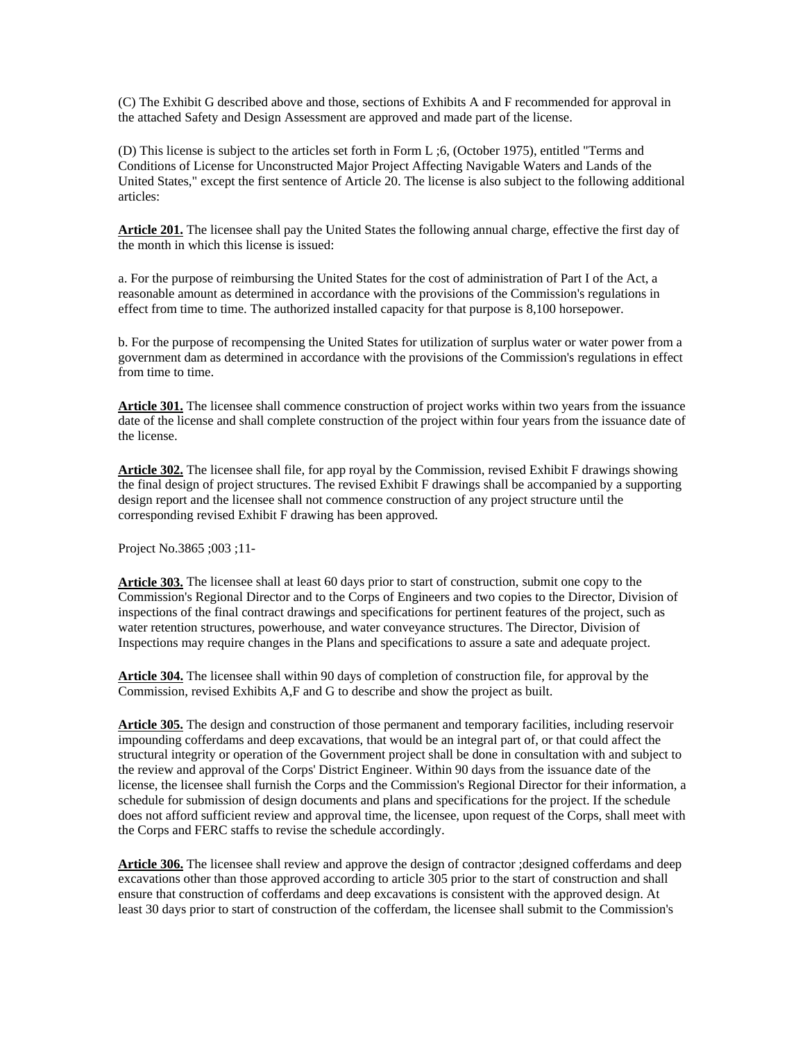(C) The Exhibit G described above and those, sections of Exhibits A and F recommended for approval in the attached Safety and Design Assessment are approved and made part of the license.

(D) This license is subject to the articles set forth in Form L ;6, (October 1975), entitled "Terms and Conditions of License for Unconstructed Major Project Affecting Navigable Waters and Lands of the United States," except the first sentence of Article 20. The license is also subject to the following additional articles:

**Article 201.** The licensee shall pay the United States the following annual charge, effective the first day of the month in which this license is issued:

a. For the purpose of reimbursing the United States for the cost of administration of Part I of the Act, a reasonable amount as determined in accordance with the provisions of the Commission's regulations in effect from time to time. The authorized installed capacity for that purpose is 8,100 horsepower.

b. For the purpose of recompensing the United States for utilization of surplus water or water power from a government dam as determined in accordance with the provisions of the Commission's regulations in effect from time to time.

**Article 301.** The licensee shall commence construction of project works within two years from the issuance date of the license and shall complete construction of the project within four years from the issuance date of the license.

**Article 302.** The licensee shall file, for app royal by the Commission, revised Exhibit F drawings showing the final design of project structures. The revised Exhibit F drawings shall be accompanied by a supporting design report and the licensee shall not commence construction of any project structure until the corresponding revised Exhibit F drawing has been approved.

Project No.3865 ;003 ;11-

**Article 303.** The licensee shall at least 60 days prior to start of construction, submit one copy to the Commission's Regional Director and to the Corps of Engineers and two copies to the Director, Division of inspections of the final contract drawings and specifications for pertinent features of the project, such as water retention structures, powerhouse, and water conveyance structures. The Director, Division of Inspections may require changes in the Plans and specifications to assure a sate and adequate project.

**Article 304.** The licensee shall within 90 days of completion of construction file, for approval by the Commission, revised Exhibits A,F and G to describe and show the project as built.

**Article 305.** The design and construction of those permanent and temporary facilities, including reservoir impounding cofferdams and deep excavations, that would be an integral part of, or that could affect the structural integrity or operation of the Government project shall be done in consultation with and subject to the review and approval of the Corps' District Engineer. Within 90 days from the issuance date of the license, the licensee shall furnish the Corps and the Commission's Regional Director for their information, a schedule for submission of design documents and plans and specifications for the project. If the schedule does not afford sufficient review and approval time, the licensee, upon request of the Corps, shall meet with the Corps and FERC staffs to revise the schedule accordingly.

**Article 306.** The licensee shall review and approve the design of contractor ;designed cofferdams and deep excavations other than those approved according to article 305 prior to the start of construction and shall ensure that construction of cofferdams and deep excavations is consistent with the approved design. At least 30 days prior to start of construction of the cofferdam, the licensee shall submit to the Commission's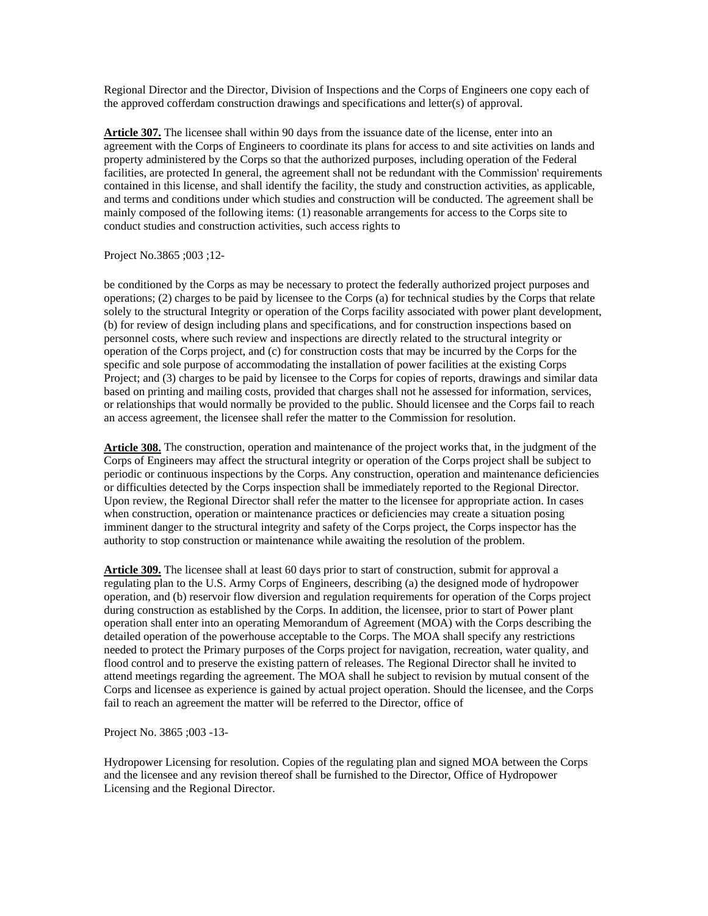Regional Director and the Director, Division of Inspections and the Corps of Engineers one copy each of the approved cofferdam construction drawings and specifications and letter(s) of approval.

**Article 307.** The licensee shall within 90 days from the issuance date of the license, enter into an agreement with the Corps of Engineers to coordinate its plans for access to and site activities on lands and property administered by the Corps so that the authorized purposes, including operation of the Federal facilities, are protected In general, the agreement shall not be redundant with the Commission' requirements contained in this license, and shall identify the facility, the study and construction activities, as applicable, and terms and conditions under which studies and construction will be conducted. The agreement shall be mainly composed of the following items: (1) reasonable arrangements for access to the Corps site to conduct studies and construction activities, such access rights to be conditioned by the Corps as may be necessary to protect the federally authorized project purposes and operations; (2) charges to be paid by licensee to the Corps (a) for technical studies by the Corps that relate solely to the structural Integrity or operation of the Corps facility associated with power plant development, (b) for review of design including plans and specifications, and for construction inspections based on personnel costs, where such review and inspections are directly related to the structural integrity or operation of the Corps project, and (c) for construction costs that may be incurred by the Corps for the specific and sole purpose of accommodating the installation of power facilities at the existing Corps Project; and (3) charges to be paid by licensee to the Corps for copies of reports, drawings and similar data based on printing and mailing costs, provided that charges shall not he assessed for information, services, or relationships that would normally be provided to the public. Should licensee and the Corps fail to reach an access agreement, the licensee shall refer the matter to the Commission for resolution.

**Article 308.** The construction, operation and maintenance of the project works that, in the judgment of the Corps of Engineers may affect the structural integrity or operation of the Corps project shall be subject to periodic or continuous inspections by the Corps. Any construction, operation and maintenance deficiencies or difficulties detected by the Corps inspection shall be immediately reported to the Regional Director. Upon review, the Regional Director shall refer the matter to the licensee for appropriate action. In cases when construction, operation or maintenance practices or deficiencies may create a situation posing imminent danger to the structural integrity and safety of the Corps project, the Corps inspector has the authority to stop construction or maintenance while awaiting the resolution of the problem.

**Article 309.** The licensee shall at least 60 days prior to start of construction, submit for approval a regulating plan to the U.S. Army Corps of Engineers, describing (a) the designed mode of hydropower operation, and (b) reservoir flow diversion and regulation requirements for operation of the Corps project during construction as established by the Corps. In addition, the licensee, prior to start of Power plant operation shall enter into an operating Memorandum of Agreement (MOA) with the Corps describing the detailed operation of the powerhouse acceptable to the Corps. The MOA shall specify any restrictions needed to protect the Primary purposes of the Corps project for navigation, recreation, water quality, and flood control and to preserve the existing pattern of releases. The Regional Director shall he invited to attend meetings regarding the agreement. The MOA shall he subject to revision by mutual consent of the Corps and licensee as experience is gained by actual project operation. Should the licensee, and the Corps fail to reach an agreement the matter will be referred to the Director, office of Hydropower Licensing for resolution. Copies of the regulating plan and signed MOA between the Corps and the licensee and any revision thereof shall be furnished to the Director, Office of Hydropower Licensing and the Regional Director.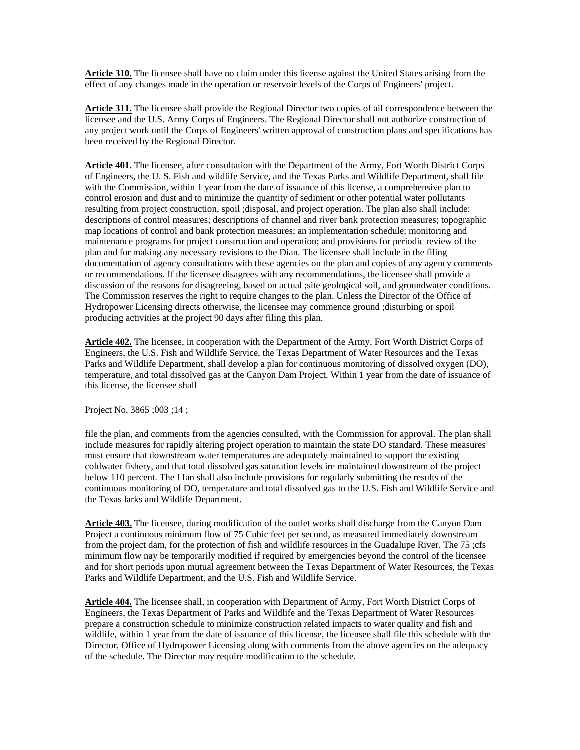**Article 310.** The licensee shall have no claim under this license against the United States arising from the effect of any changes made in the operation or reservoir levels of the Corps of Engineers' project.

**Article 311.** The licensee shall provide the Regional Director two copies of ail correspondence between the licensee and the U.S. Army Corps of Engineers. The Regional Director shall not authorize construction of any project work until the Corps of Engineers' written approval of construction plans and specifications has been received by the Regional Director.

**Article 401.** The licensee, after consultation with the Department of the Army, Fort Worth District Corps of Engineers, the U. S. Fish and wildlife Service, and the Texas Parks and Wildlife Department, shall file with the Commission, within 1 year from the date of issuance of this license, a comprehensive plan to control erosion and dust and to minimize the quantity of sediment or other potential water pollutants resulting from project construction, spoil ;disposal, and project operation. The plan also shall include: descriptions of control measures; descriptions of channel and river bank protection measures; topographic map locations of control and bank protection measures; an implementation schedule; monitoring and maintenance programs for project construction and operation; and provisions for periodic review of the plan and for making any necessary revisions to the Dian. The licensee shall include in the filing documentation of agency consultations with these agencies on the plan and copies of any agency comments or recommendations. If the licensee disagrees with any recommendations, the licensee shall provide a discussion of the reasons for disagreeing, based on actual ;site geological soil, and groundwater conditions. The Commission reserves the right to require changes to the plan. Unless the Director of the Office of Hydropower Licensing directs otherwise, the licensee may commence ground ;disturbing or spoil producing activities at the project 90 days after filing this plan.

**Article 402.** The licensee, in cooperation with the Department of the Army, Fort Worth District Corps of Engineers, the U.S. Fish and Wildlife Service, the Texas Department of Water Resources and the Texas Parks and Wildlife Department, shall develop a plan for continuous monitoring of dissolved oxygen (DO), temperature, and total dissolved gas at the Canyon Dam Project. Within 1 year from the date of issuance of this license, the licensee shall

Project No. 3865 ;003 ;14 ;

file the plan, and comments from the agencies consulted, with the Commission for approval. The plan shall include measures for rapidly altering project operation to maintain the state DO standard. These measures must ensure that downstream water temperatures are adequately maintained to support the existing coldwater fishery, and that total dissolved gas saturation levels ire maintained downstream of the project below 110 percent. The I Ian shall also include provisions for regularly submitting the results of the continuous monitoring of DO, temperature and total dissolved gas to the U.S. Fish and Wildlife Service and the Texas larks and Wildlife Department.

**Article 403.** The licensee, during modification of the outlet works shall discharge from the Canyon Dam Project a continuous minimum flow of 75 Cubic feet per second, as measured immediately downstream from the project dam, for the protection of fish and wildlife resources in the Guadalupe River. The 75 ;cfs minimum flow nay be temporarily modified if required by emergencies beyond the control of the licensee and for short periods upon mutual agreement between the Texas Department of Water Resources, the Texas Parks and Wildlife Department, and the U.S. Fish and Wildlife Service.

**Article 404.** The licensee shall, in cooperation with Department of Army, Fort Worth District Corps of Engineers, the Texas Department of Parks and Wildlife and the Texas Department of Water Resources prepare a construction schedule to minimize construction related impacts to water quality and fish and wildlife, within 1 year from the date of issuance of this license, the licensee shall file this schedule with the Director, Office of Hydropower Licensing along with comments from the above agencies on the adequacy of the schedule. The Director may require modification to the schedule.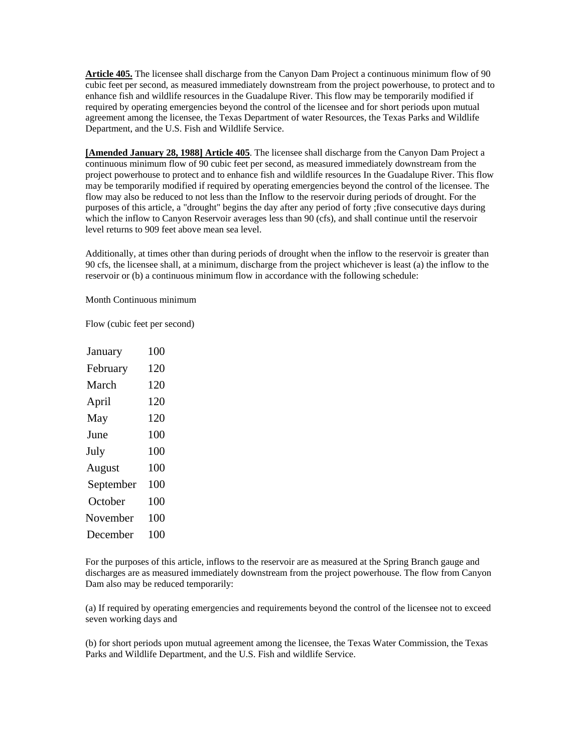**Article 405.** The licensee shall discharge from the Canyon Dam Project a continuous minimum flow of 90 cubic feet per second, as measured immediately downstream from the project powerhouse, to protect and to enhance fish and wildlife resources in the Guadalupe River. This flow may be temporarily modified if required by operating emergencies beyond the control of the licensee and for short periods upon mutual agreement among the licensee, the Texas Department of water Resources, the Texas Parks and Wildlife Department, and the U.S. Fish and Wildlife Service.

**[Amended January 28, 1988] Article 405**. The licensee shall discharge from the Canyon Dam Project a continuous minimum flow of 90 cubic feet per second, as measured immediately downstream from the project powerhouse to protect and to enhance fish and wildlife resources In the Guadalupe River. This flow may be temporarily modified if required by operating emergencies beyond the control of the licensee. The flow may also be reduced to not less than the Inflow to the reservoir during periods of drought. For the purposes of this article, a "drought" begins the day after any period of forty ;five consecutive days during which the inflow to Canyon Reservoir averages less than 90 (cfs), and shall continue until the reservoir level returns to 909 feet above mean sea level.

Additionally, at times other than during periods of drought when the inflow to the reservoir is greater than 90 cfs, the licensee shall, at a minimum, discharge from the project whichever is least (a) the inflow to the reservoir or (b) a continuous minimum flow in accordance with the following schedule:

| Month | Continuous minimum Flow (cubic feet per second) |
|---|---|
| January | 100 |
| February | 120 |
| March | 120 |
| April | 120 |
| May | 120 |
| June | 100 |
| July | 100 |
| August | 100 |
| September | 100 |
| October | 100 |
| November | 100 |
| December | 100 |

For the purposes of this article, inflows to the reservoir are as measured at the Spring Branch gauge and discharges are as measured immediately downstream from the project powerhouse. The flow from Canyon Dam also may be reduced temporarily:

(a) If required by operating emergencies and requirements beyond the control of the licensee not to exceed seven working days and

(b) for short periods upon mutual agreement among the licensee, the Texas Water Commission, the Texas Parks and Wildlife Department, and the U.S. Fish and wildlife Service.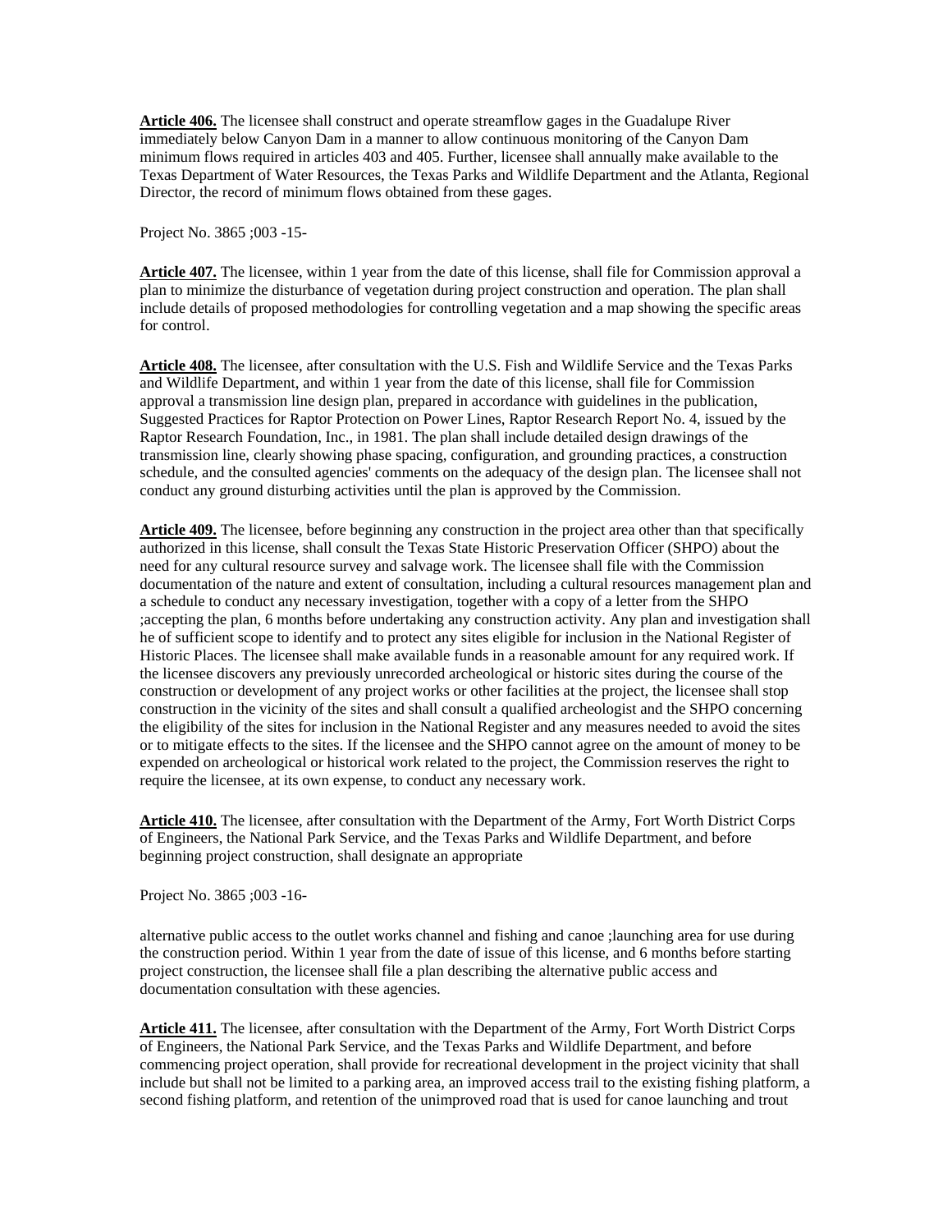**Article 406.** The licensee shall construct and operate streamflow gages in the Guadalupe River immediately below Canyon Dam in a manner to allow continuous monitoring of the Canyon Dam minimum flows required in articles 403 and 405. Further, licensee shall annually make available to the Texas Department of Water Resources, the Texas Parks and Wildlife Department and the Atlanta, Regional Director, the record of minimum flows obtained from these gages.

**Article 407.** The licensee, within 1 year from the date of this license, shall file for Commission approval a plan to minimize the disturbance of vegetation during project construction and operation. The plan shall include details of proposed methodologies for controlling vegetation and a map showing the specific areas for control.

**Article 408.** The licensee, after consultation with the U.S. Fish and Wildlife Service and the Texas Parks and Wildlife Department, and within 1 year from the date of this license, shall file for Commission approval a transmission line design plan, prepared in accordance with guidelines in the publication, Suggested Practices for Raptor Protection on Power Lines, Raptor Research Report No. 4, issued by the Raptor Research Foundation, Inc., in 1981. The plan shall include detailed design drawings of the transmission line, clearly showing phase spacing, configuration, and grounding practices, a construction schedule, and the consulted agencies' comments on the adequacy of the design plan. The licensee shall not conduct any ground disturbing activities until the plan is approved by the Commission.

**Article 409.** The licensee, before beginning any construction in the project area other than that specifically authorized in this license, shall consult the Texas State Historic Preservation Officer (SHPO) about the need for any cultural resource survey and salvage work. The licensee shall file with the Commission documentation of the nature and extent of consultation, including a cultural resources management plan and a schedule to conduct any necessary investigation, together with a copy of a letter from the SHPO ;accepting the plan, 6 months before undertaking any construction activity. Any plan and investigation shall he of sufficient scope to identify and to protect any sites eligible for inclusion in the National Register of Historic Places. The licensee shall make available funds in a reasonable amount for any required work. If the licensee discovers any previously unrecorded archeological or historic sites during the course of the construction or development of any project works or other facilities at the project, the licensee shall stop construction in the vicinity of the sites and shall consult a qualified archeologist and the SHPO concerning the eligibility of the sites for inclusion in the National Register and any measures needed to avoid the sites or to mitigate effects to the sites. If the licensee and the SHPO cannot agree on the amount of money to be expended on archeological or historical work related to the project, the Commission reserves the right to require the licensee, at its own expense, to conduct any necessary work.

**Article 410.** The licensee, after consultation with the Department of the Army, Fort Worth District Corps of Engineers, the National Park Service, and the Texas Parks and Wildlife Department, and before beginning project construction, shall designate an appropriate alternative public access to the outlet works channel and fishing and canoe ;launching area for use during the construction period. Within 1 year from the date of issue of this license, and 6 months before starting project construction, the licensee shall file a plan describing the alternative public access and documentation consultation with these agencies.

**Article 411.** The licensee, after consultation with the Department of the Army, Fort Worth District Corps of Engineers, the National Park Service, and the Texas Parks and Wildlife Department, and before commencing project operation, shall provide for recreational development in the project vicinity that shall include but shall not be limited to a parking area, an improved access trail to the existing fishing platform, a second fishing platform, and retention of the unimproved road that is used for canoe launching and trout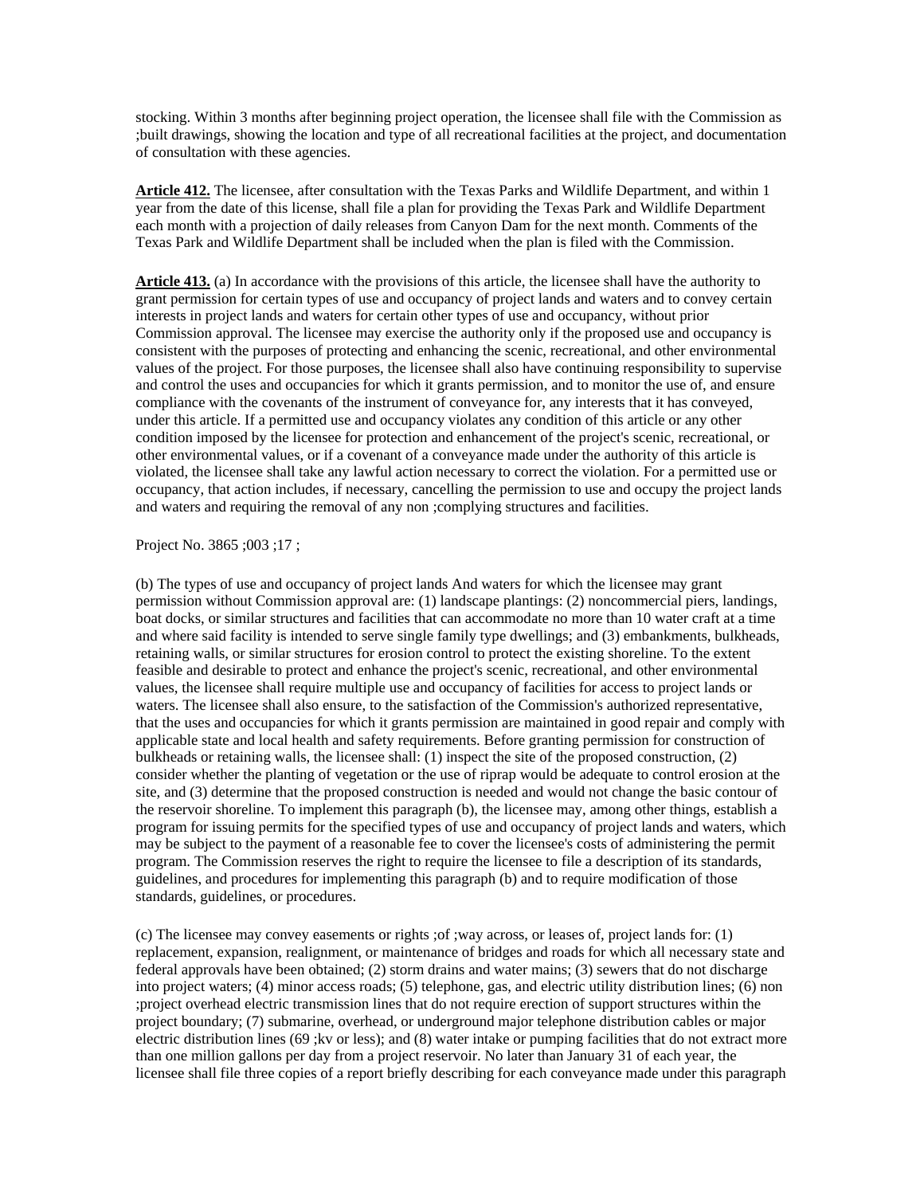stocking. Within 3 months after beginning project operation, the licensee shall file with the Commission as ;built drawings, showing the location and type of all recreational facilities at the project, and documentation of consultation with these agencies.

**Article 412.** The licensee, after consultation with the Texas Parks and Wildlife Department, and within 1 year from the date of this license, shall file a plan for providing the Texas Park and Wildlife Department each month with a projection of daily releases from Canyon Dam for the next month. Comments of the Texas Park and Wildlife Department shall be included when the plan is filed with the Commission.

**Article 413.** (a) In accordance with the provisions of this article, the licensee shall have the authority to grant permission for certain types of use and occupancy of project lands and waters and to convey certain interests in project lands and waters for certain other types of use and occupancy, without prior Commission approval. The licensee may exercise the authority only if the proposed use and occupancy is consistent with the purposes of protecting and enhancing the scenic, recreational, and other environmental values of the project. For those purposes, the licensee shall also have continuing responsibility to supervise and control the uses and occupancies for which it grants permission, and to monitor the use of, and ensure compliance with the covenants of the instrument of conveyance for, any interests that it has conveyed, under this article. If a permitted use and occupancy violates any condition of this article or any other condition imposed by the licensee for protection and enhancement of the project's scenic, recreational, or other environmental values, or if a covenant of a conveyance made under the authority of this article is violated, the licensee shall take any lawful action necessary to correct the violation. For a permitted use or occupancy, that action includes, if necessary, cancelling the permission to use and occupy the project lands and waters and requiring the removal of any non ;complying structures and facilities.

Project No. 3865 ;003 ;17 ;

(b) The types of use and occupancy of project lands And waters for which the licensee may grant permission without Commission approval are: (1) landscape plantings: (2) noncommercial piers, landings, boat docks, or similar structures and facilities that can accommodate no more than 10 water craft at a time and where said facility is intended to serve single family type dwellings; and (3) embankments, bulkheads, retaining walls, or similar structures for erosion control to protect the existing shoreline. To the extent feasible and desirable to protect and enhance the project's scenic, recreational, and other environmental values, the licensee shall require multiple use and occupancy of facilities for access to project lands or waters. The licensee shall also ensure, to the satisfaction of the Commission's authorized representative, that the uses and occupancies for which it grants permission are maintained in good repair and comply with applicable state and local health and safety requirements. Before granting permission for construction of bulkheads or retaining walls, the licensee shall: (1) inspect the site of the proposed construction, (2) consider whether the planting of vegetation or the use of riprap would be adequate to control erosion at the site, and (3) determine that the proposed construction is needed and would not change the basic contour of the reservoir shoreline. To implement this paragraph (b), the licensee may, among other things, establish a program for issuing permits for the specified types of use and occupancy of project lands and waters, which may be subject to the payment of a reasonable fee to cover the licensee's costs of administering the permit program. The Commission reserves the right to require the licensee to file a description of its standards, guidelines, and procedures for implementing this paragraph (b) and to require modification of those standards, guidelines, or procedures.

(c) The licensee may convey easements or rights ;of ;way across, or leases of, project lands for: (1) replacement, expansion, realignment, or maintenance of bridges and roads for which all necessary state and federal approvals have been obtained; (2) storm drains and water mains; (3) sewers that do not discharge into project waters; (4) minor access roads; (5) telephone, gas, and electric utility distribution lines; (6) non ;project overhead electric transmission lines that do not require erection of support structures within the project boundary; (7) submarine, overhead, or underground major telephone distribution cables or major electric distribution lines (69 ;kv or less); and (8) water intake or pumping facilities that do not extract more than one million gallons per day from a project reservoir. No later than January 31 of each year, the licensee shall file three copies of a report briefly describing for each conveyance made under this paragraph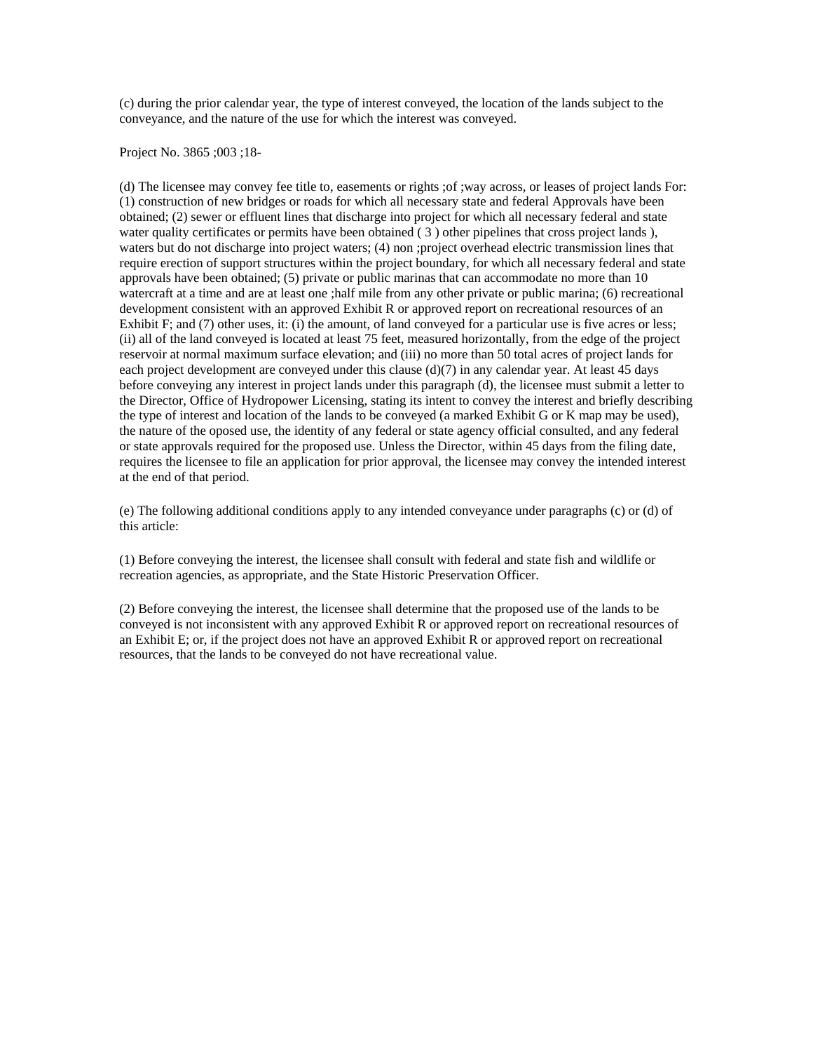(c) during the prior calendar year, the type of interest conveyed, the location of the lands subject to the conveyance, and the nature of the use for which the interest was conveyed.

Project No. 3865 ;003 ;18-

(d) The licensee may convey fee title to, easements or rights ;of ;way across, or leases of project lands For: (1) construction of new bridges or roads for which all necessary state and federal Approvals have been obtained; (2) sewer or effluent lines that discharge into project for which all necessary federal and state water quality certificates or permits have been obtained ( 3 ) other pipelines that cross project lands ), waters but do not discharge into project waters; (4) non ;project overhead electric transmission lines that require erection of support structures within the project boundary, for which all necessary federal and state approvals have been obtained; (5) private or public marinas that can accommodate no more than 10 watercraft at a time and are at least one ;half mile from any other private or public marina; (6) recreational development consistent with an approved Exhibit R or approved report on recreational resources of an Exhibit F; and (7) other uses, it: (i) the amount, of land conveyed for a particular use is five acres or less; (ii) all of the land conveyed is located at least 75 feet, measured horizontally, from the edge of the project reservoir at normal maximum surface elevation; and (iii) no more than 50 total acres of project lands for each project development are conveyed under this clause (d)(7) in any calendar year. At least 45 days before conveying any interest in project lands under this paragraph (d), the licensee must submit a letter to the Director, Office of Hydropower Licensing, stating its intent to convey the interest and briefly describing the type of interest and location of the lands to be conveyed (a marked Exhibit G or K map may be used), the nature of the oposed use, the identity of any federal or state agency official consulted, and any federal or state approvals required for the proposed use. Unless the Director, within 45 days from the filing date, requires the licensee to file an application for prior approval, the licensee may convey the intended interest at the end of that period.

(e) The following additional conditions apply to any intended conveyance under paragraphs (c) or (d) of this article:

(1) Before conveying the interest, the licensee shall consult with federal and state fish and wildlife or recreation agencies, as appropriate, and the State Historic Preservation Officer.

(2) Before conveying the interest, the licensee shall determine that the proposed use of the lands to be conveyed is not inconsistent with any approved Exhibit R or approved report on recreational resources of an Exhibit E; or, if the project does not have an approved Exhibit R or approved report on recreational resources, that the lands to be conveyed do not have recreational value.